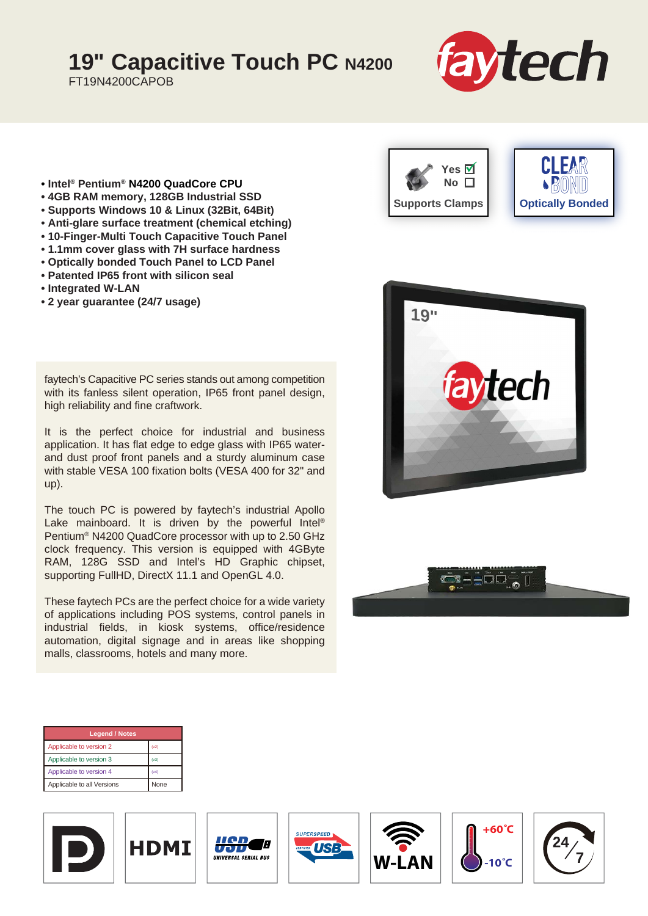# 19" Capacitive Touch PC N4200

FT19N4200CAPOB

- Intel® Pentium® N4200 QuadCore CPU
- 4GB RAM memory, 128GB Industrial SSD
- Supports Windows 10 & Linux (32Bit, 64Bit)
- Anti-glare surface treatment (chemical etching)
- 10-Finger-Multi Touch Capacitive Touch Panel
- 1.1mm cover glass with 7H surface hardness
- Optically bonded Touch Panel to LCD Panel
- Patented IP65 front with silicon seal
- Integrated W-LAN
- 2 year guarantee (24/7 usage)

Supports Clamps: Yes ☑ No ☐

Optically Bonded

faytech's Capacitive PC series stands out among competition with its fanless silent operation, IP65 front panel design, high reliability and fine craftwork.

It is the perfect choice for industrial and business application. It has flat edge to edge glass with IP65 water- and dust proof front panels and a sturdy aluminum case with stable VESA 100 fixation bolts (VESA 400 for 32" and up).

The touch PC is powered by faytech's industrial Apollo Lake mainboard. It is driven by the powerful Intel® Pentium® N4200 QuadCore processor with up to 2.50 GHz clock frequency. This version is equipped with 4GByte RAM, 128G SSD and Intel's HD Graphic chipset, supporting FullHD, DirectX 11.1 and OpenGL 4.0.

These faytech PCs are the perfect choice for a wide variety of applications including POS systems, control panels in industrial fields, in kiosk systems, office/residence automation, digital signage and in areas like shopping malls, classrooms, hotels and many more.

| Legend / Notes | |
|---|---|
| Applicable to version 2 | (v2) |
| Applicable to version 3 | (v3) |
| Applicable to version 4 | (v4) |
| Applicable to all Versions | None |

HDMI | USB | W-LAN | +60°C / -10°C | 24/7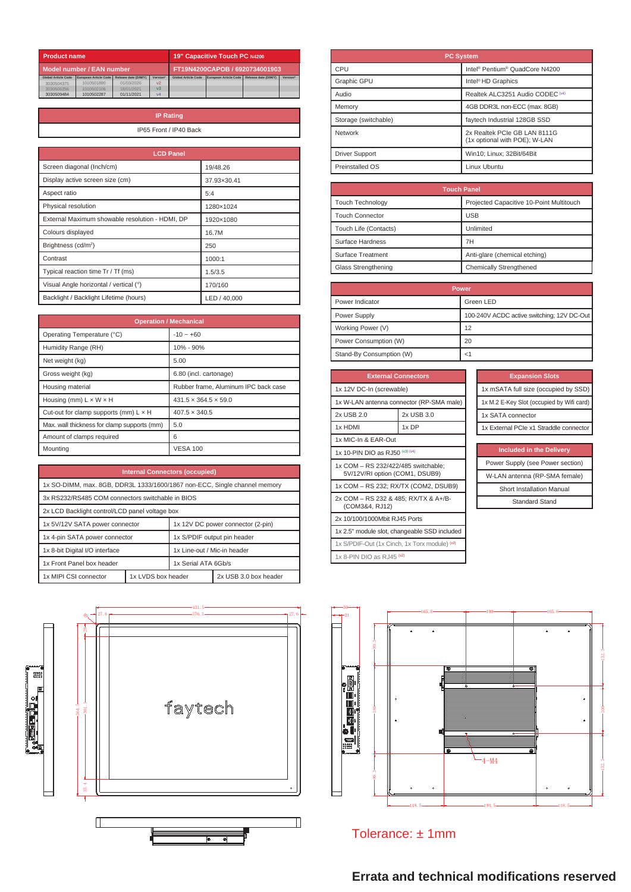| Product name | 19" Capacitive Touch PC N4200 |
|---|---|
| Model number / EAN number | FT19N4200CAPOB / 6920734001903 |

| Global Article Code | European Article Code | Release date (D/M/Y) | Version* | Global Article Code | European Article Code | Release date (D/M/Y) | Version* |
|---|---|---|---|---|---|---|---|
| 3030504375 | 1010501890 | 01/03/2020 | v2 | | | | |
| 3030506256 | 1010502106 | 18/01/2021 | v3 | | | | |
| 3030509484 | 1010502287 | 01/11/2021 | v4 | | | | |

| IP Rating |
|---|
| IP65 Front / IP40 Back |

| LCD Panel | |
|---|---|
| Screen diagonal (Inch/cm) | 19/48.26 |
| Display active screen size (cm) | 37.93×30.41 |
| Aspect ratio | 5:4 |
| Physical resolution | 1280×1024 |
| External Maximum showable resolution - HDMI, DP | 1920×1080 |
| Colours displayed | 16.7M |
| Brightness (cd/m²) | 250 |
| Contrast | 1000:1 |
| Typical reaction time Tr / Tf (ms) | 1.5/3.5 |
| Visual Angle horizontal / vertical (°) | 170/160 |
| Backlight / Backlight Lifetime (hours) | LED / 40,000 |

| Operation / Mechanical | |
|---|---|
| Operating Temperature (°C) | -10 ~ +60 |
| Humidity Range (RH) | 10% - 90% |
| Net weight (kg) | 5.00 |
| Gross weight (kg) | 6.80 (incl. cartonage) |
| Housing material | Rubber frame, Aluminum IPC back case |
| Housing (mm) L × W × H | 431.5 × 364.5 × 59.0 |
| Cut-out for clamp supports (mm) L × H | 407.5 × 340.5 |
| Max. wall thickness for clamp supports (mm) | 5.0 |
| Amount of clamps required | 6 |
| Mounting | VESA 100 |

| Internal Connectors (occupied) | | |
|---|---|---|
| 1x SO-DIMM, max. 8GB, DDR3L 1333/1600/1867 non-ECC, Single channel memory | | |
| 3x RS232/RS485 COM connectors switchable in BIOS | | |
| 2x LCD Backlight control/LCD panel voltage box | | |
| 1x 5V/12V SATA power connector | 1x 12V DC power connector (2-pin) | |
| 1x 4-pin SATA power connector | 1x S/PDIF output pin header | |
| 1x 8-bit Digital I/O interface | 1x Line-out / Mic-in header | |
| 1x Front Panel box header | 1x Serial ATA 6Gb/s | |
| 1x MIPI CSI connector | 1x LVDS box header | 2x USB 3.0 box header |

| PC System | |
|---|---|
| CPU | Intel® Pentium® QuadCore N4200 |
| Graphic GPU | Intel® HD Graphics |
| Audio | Realtek ALC3251 Audio CODEC (v4) |
| Memory | 4GB DDR3L non-ECC (max. 8GB) |
| Storage (switchable) | faytech Industrial 128GB SSD |
| Network | 2x Realtek PCIe GB LAN 8111G (1x optional with POE); W-LAN |
| Driver Support | Win10; Linux; 32Bit/64Bit |
| Preinstalled OS | Linux Ubuntu |

| Touch Panel | |
|---|---|
| Touch Technology | Projected Capacitive 10-Point Multitouch |
| Touch Connector | USB |
| Touch Life (Contacts) | Unlimited |
| Surface Hardness | 7H |
| Surface Treatment | Anti-glare (chemical etching) |
| Glass Strengthening | Chemically Strengthened |

| Power | |
|---|---|
| Power Indicator | Green LED |
| Power Supply | 100-240V ACDC active switching; 12V DC-Out |
| Working Power (V) | 12 |
| Power Consumption (W) | 20 |
| Stand-By Consumption (W) | <1 |

| External Connectors | |
|---|---|
| 1x 12V DC-In (screwable) | |
| 1x W-LAN antenna connector (RP-SMA male) | |
| 2x USB 2.0 | 2x USB 3.0 |
| 1x HDMI | 1x DP |
| 1x MIC-In & EAR-Out | |
| 1x 10-PIN DIO as RJ50 (v3) (v4) | |
| 1x COM – RS 232/422/485 switchable; 5V/12V/RI option (COM1, DSUB9) | |
| 1x COM – RS 232; RX/TX (COM2, DSUB9) | |
| 2x COM – RS 232 & 485; RX/TX & A+/B- (COM3&4, RJ12) | |
| 2x 10/100/1000Mbit RJ45 Ports | |
| 1x 2.5" module slot, changeable SSD included | |
| 1x S/PDIF-Out (1x Cinch, 1x Torx module) (v2) | |
| 1x 8-PIN DIO as RJ45 (v2) | |

| Expansion Slots |
|---|
| 1x mSATA full size (occupied by SSD) |
| 1x M.2 E-Key Slot (occupied by Wifi card) |
| 1x SATA connector |
| 1x External PCIe x1 Straddle connector |

| Included in the Delivery |
|---|
| Power Supply (see Power section) |
| W-LAN antenna (RP-SMA female) |
| Short Installation Manual |
| Standard Stand |

Tolerance: ± 1mm

**Errata and technical modifications reserved**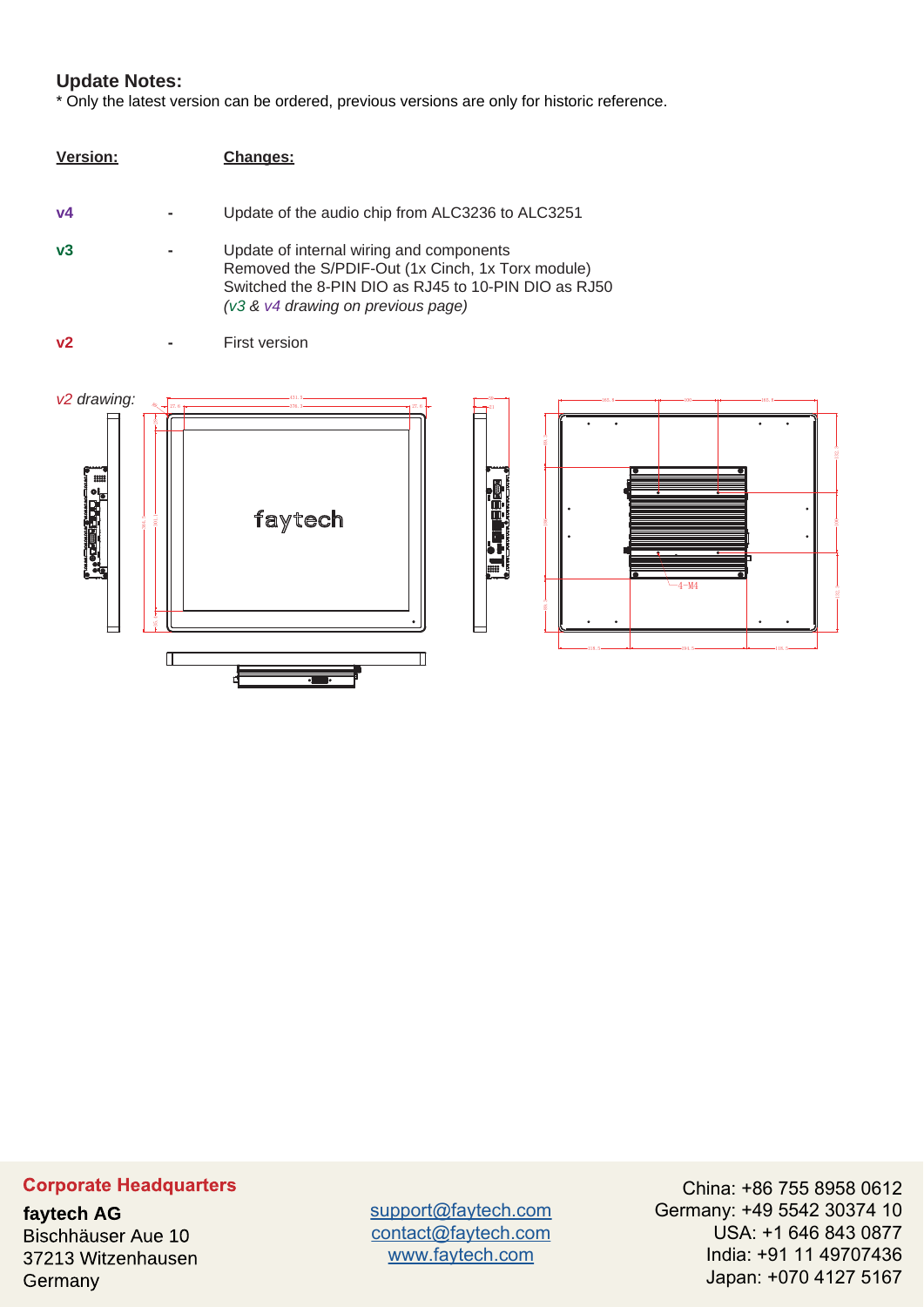**Update Notes:**

* Only the latest version can be ordered, previous versions are only for historic reference.

| Version: | | Changes: |
|---|---|---|
| v4 | - | Update of the audio chip from ALC3236 to ALC3251 |
| v3 | - | Update of internal wiring and components<br>Removed the S/PDIF-Out (1x Cinch, 1x Torx module)<br>Switched the 8-PIN DIO as RJ45 to 10-PIN DIO as RJ50<br>*(v3 & v4 drawing on previous page)* |
| v2 | - | First version |

*v2 drawing:*

faytech

4-M4

**Corporate Headquarters**

**faytech AG**
Bischhäuser Aue 10
37213 Witzenhausen
Germany

support@faytech.com
contact@faytech.com
www.faytech.com

China: +86 755 8958 0612
Germany: +49 5542 30374 10
USA: +1 646 843 0877
India: +91 11 49707436
Japan: +070 4127 5167